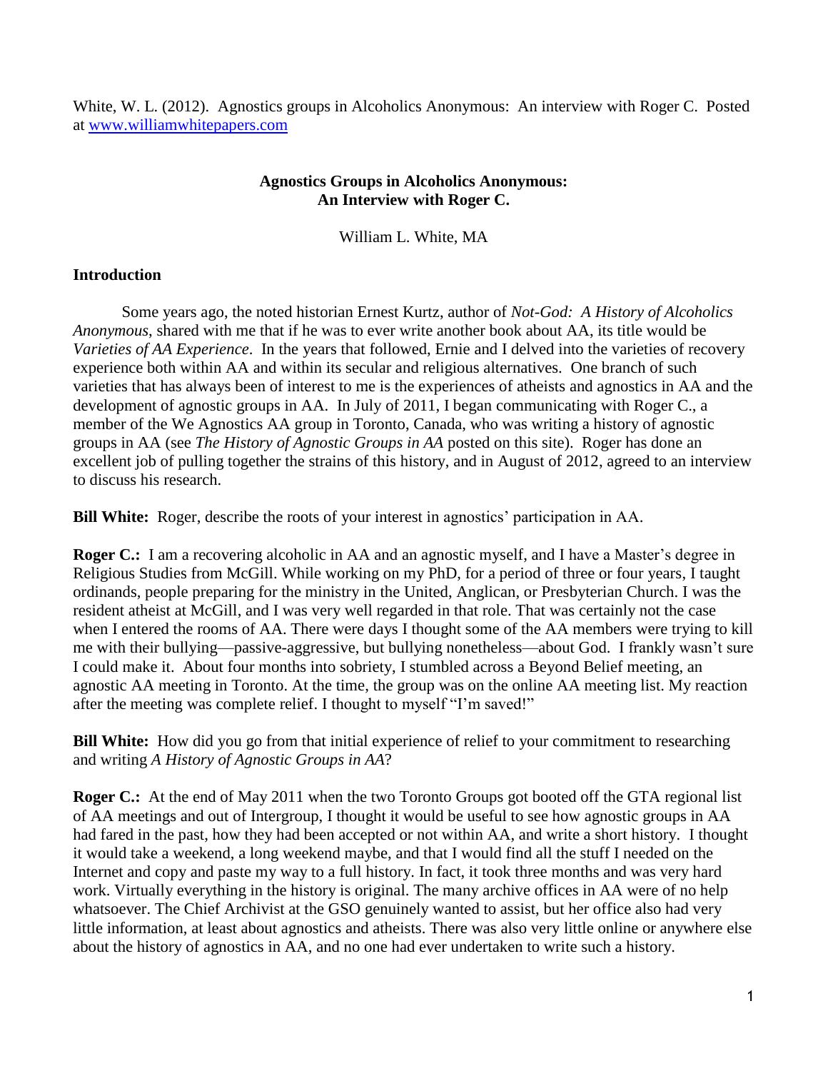White, W. L. (2012). Agnostics groups in Alcoholics Anonymous: An interview with Roger C. Posted at [www.williamwhitepapers.com](http://www.williamwhitepapers.com)

# Agnostics Groups in Alcoholics Anonymous: An Interview with Roger C.

William L. White, MA

## Introduction

Some years ago, the noted historian Ernest Kurtz, author of *Not-God: A History of Alcoholics Anonymous*, shared with me that if he was to ever write another book about AA, its title would be *Varieties of AA Experience*. In the years that followed, Ernie and I delved into the varieties of recovery experience both within AA and within its secular and religious alternatives. One branch of such varieties that has always been of interest to me is the experiences of atheists and agnostics in AA and the development of agnostic groups in AA. In July of 2011, I began communicating with Roger C., a member of the We Agnostics AA group in Toronto, Canada, who was writing a history of agnostic groups in AA (see *The History of Agnostic Groups in AA* posted on this site). Roger has done an excellent job of pulling together the strains of this history, and in August of 2012, agreed to an interview to discuss his research.

**Bill White:** Roger, describe the roots of your interest in agnostics' participation in AA.

**Roger C.:** I am a recovering alcoholic in AA and an agnostic myself, and I have a Master's degree in Religious Studies from McGill. While working on my PhD, for a period of three or four years, I taught ordinands, people preparing for the ministry in the United, Anglican, or Presbyterian Church. I was the resident atheist at McGill, and I was very well regarded in that role. That was certainly not the case when I entered the rooms of AA. There were days I thought some of the AA members were trying to kill me with their bullying—passive-aggressive, but bullying nonetheless—about God. I frankly wasn't sure I could make it. About four months into sobriety, I stumbled across a Beyond Belief meeting, an agnostic AA meeting in Toronto. At the time, the group was on the online AA meeting list. My reaction after the meeting was complete relief. I thought to myself "I'm saved!"

**Bill White:** How did you go from that initial experience of relief to your commitment to researching and writing *A History of Agnostic Groups in AA*?

**Roger C.:** At the end of May 2011 when the two Toronto Groups got booted off the GTA regional list of AA meetings and out of Intergroup, I thought it would be useful to see how agnostic groups in AA had fared in the past, how they had been accepted or not within AA, and write a short history. I thought it would take a weekend, a long weekend maybe, and that I would find all the stuff I needed on the Internet and copy and paste my way to a full history. In fact, it took three months and was very hard work. Virtually everything in the history is original. The many archive offices in AA were of no help whatsoever. The Chief Archivist at the GSO genuinely wanted to assist, but her office also had very little information, at least about agnostics and atheists. There was also very little online or anywhere else about the history of agnostics in AA, and no one had ever undertaken to write such a history.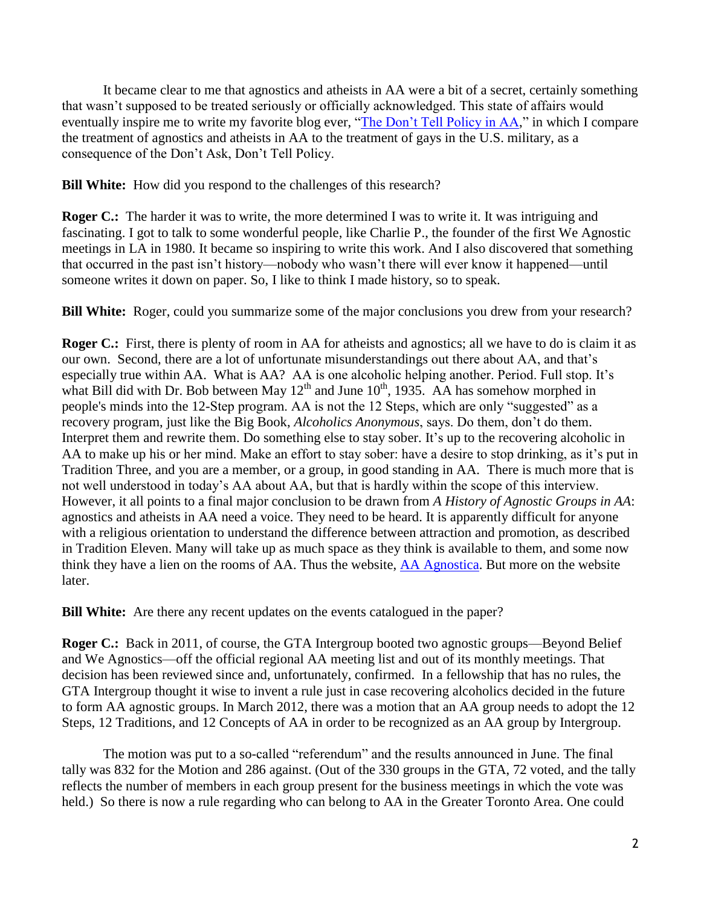It became clear to me that agnostics and atheists in AA were a bit of a secret, certainly something that wasn't supposed to be treated seriously or officially acknowledged. This state of affairs would eventually inspire me to write my favorite blog ever, "[The Don't Tell Policy in AA](#)," in which I compare the treatment of agnostics and atheists in AA to the treatment of gays in the U.S. military, as a consequence of the Don't Ask, Don't Tell Policy.

**Bill White:** How did you respond to the challenges of this research?

**Roger C.:** The harder it was to write, the more determined I was to write it. It was intriguing and fascinating. I got to talk to some wonderful people, like Charlie P., the founder of the first We Agnostic meetings in LA in 1980. It became so inspiring to write this work. And I also discovered that something that occurred in the past isn't history—nobody who wasn't there will ever know it happened—until someone writes it down on paper. So, I like to think I made history, so to speak.

**Bill White:** Roger, could you summarize some of the major conclusions you drew from your research?

**Roger C.:** First, there is plenty of room in AA for atheists and agnostics; all we have to do is claim it as our own. Second, there are a lot of unfortunate misunderstandings out there about AA, and that's especially true within AA. What is AA? AA is one alcoholic helping another. Period. Full stop. It's what Bill did with Dr. Bob between May 12th and June 10th, 1935. AA has somehow morphed in people's minds into the 12-Step program. AA is not the 12 Steps, which are only "suggested" as a recovery program, just like the Big Book, *Alcoholics Anonymous*, says. Do them, don't do them. Interpret them and rewrite them. Do something else to stay sober. It's up to the recovering alcoholic in AA to make up his or her mind. Make an effort to stay sober: have a desire to stop drinking, as it's put in Tradition Three, and you are a member, or a group, in good standing in AA. There is much more that is not well understood in today's AA about AA, but that is hardly within the scope of this interview. However, it all points to a final major conclusion to be drawn from *A History of Agnostic Groups in AA*: agnostics and atheists in AA need a voice. They need to be heard. It is apparently difficult for anyone with a religious orientation to understand the difference between attraction and promotion, as described in Tradition Eleven. Many will take up as much space as they think is available to them, and some now think they have a lien on the rooms of AA. Thus the website, [AA Agnostica](#). But more on the website later.

**Bill White:** Are there any recent updates on the events catalogued in the paper?

**Roger C.:** Back in 2011, of course, the GTA Intergroup booted two agnostic groups—Beyond Belief and We Agnostics—off the official regional AA meeting list and out of its monthly meetings. That decision has been reviewed since and, unfortunately, confirmed. In a fellowship that has no rules, the GTA Intergroup thought it wise to invent a rule just in case recovering alcoholics decided in the future to form AA agnostic groups. In March 2012, there was a motion that an AA group needs to adopt the 12 Steps, 12 Traditions, and 12 Concepts of AA in order to be recognized as an AA group by Intergroup.

The motion was put to a so-called "referendum" and the results announced in June. The final tally was 832 for the Motion and 286 against. (Out of the 330 groups in the GTA, 72 voted, and the tally reflects the number of members in each group present for the business meetings in which the vote was held.) So there is now a rule regarding who can belong to AA in the Greater Toronto Area. One could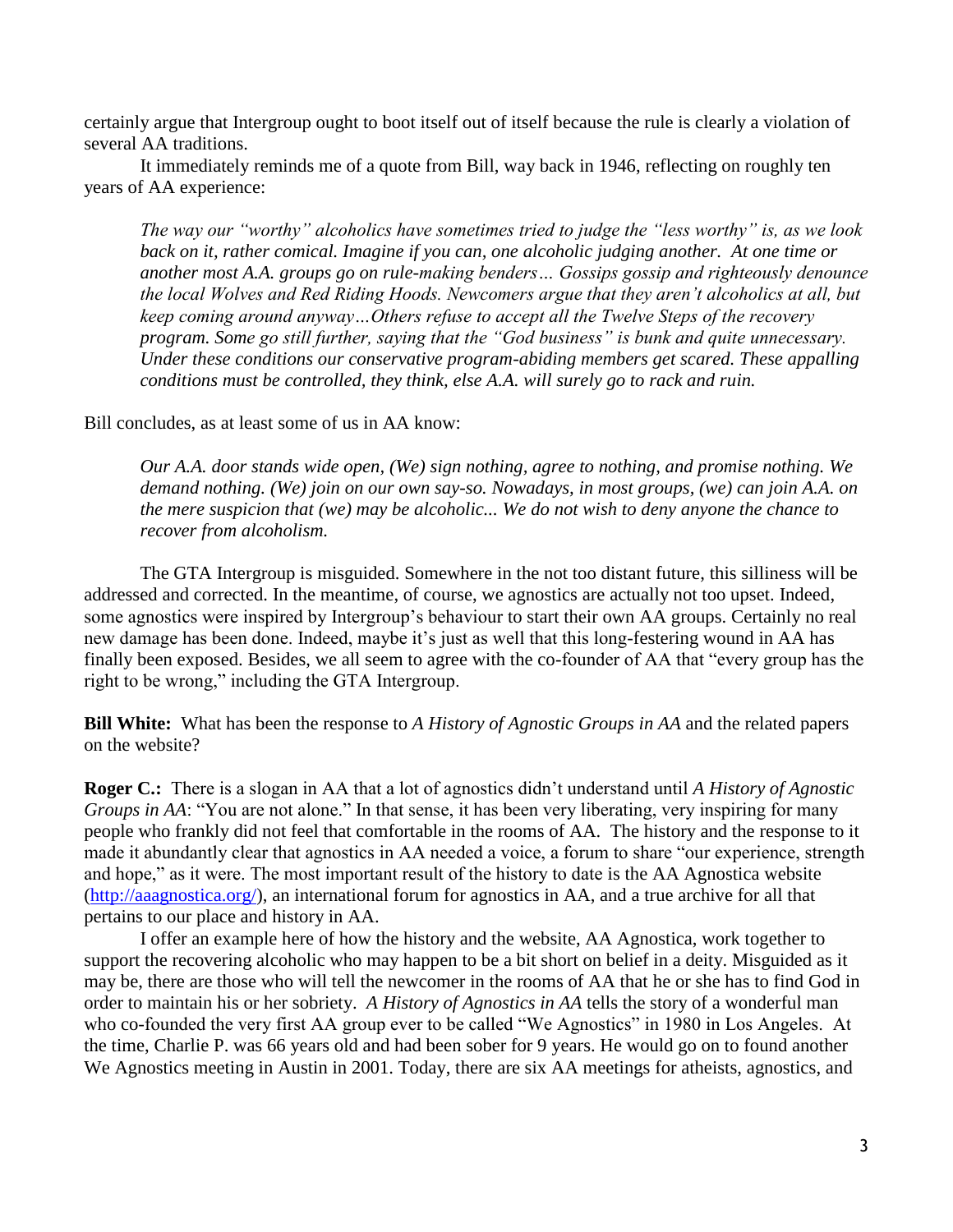certainly argue that Intergroup ought to boot itself out of itself because the rule is clearly a violation of several AA traditions.

It immediately reminds me of a quote from Bill, way back in 1946, reflecting on roughly ten years of AA experience:

> *The way our "worthy" alcoholics have sometimes tried to judge the "less worthy" is, as we look back on it, rather comical. Imagine if you can, one alcoholic judging another. At one time or another most A.A. groups go on rule-making benders… Gossips gossip and righteously denounce the local Wolves and Red Riding Hoods. Newcomers argue that they aren't alcoholics at all, but keep coming around anyway…Others refuse to accept all the Twelve Steps of the recovery program. Some go still further, saying that the "God business" is bunk and quite unnecessary. Under these conditions our conservative program-abiding members get scared. These appalling conditions must be controlled, they think, else A.A. will surely go to rack and ruin.*

Bill concludes, as at least some of us in AA know:

> *Our A.A. door stands wide open, (We) sign nothing, agree to nothing, and promise nothing. We demand nothing. (We) join on our own say-so. Nowadays, in most groups, (we) can join A.A. on the mere suspicion that (we) may be alcoholic... We do not wish to deny anyone the chance to recover from alcoholism.*

The GTA Intergroup is misguided. Somewhere in the not too distant future, this silliness will be addressed and corrected. In the meantime, of course, we agnostics are actually not too upset. Indeed, some agnostics were inspired by Intergroup's behaviour to start their own AA groups. Certainly no real new damage has been done. Indeed, maybe it's just as well that this long-festering wound in AA has finally been exposed. Besides, we all seem to agree with the co-founder of AA that "every group has the right to be wrong," including the GTA Intergroup.

**Bill White:** What has been the response to *A History of Agnostic Groups in AA* and the related papers on the website?

**Roger C.:** There is a slogan in AA that a lot of agnostics didn't understand until *A History of Agnostic Groups in AA*: "You are not alone." In that sense, it has been very liberating, very inspiring for many people who frankly did not feel that comfortable in the rooms of AA. The history and the response to it made it abundantly clear that agnostics in AA needed a voice, a forum to share "our experience, strength and hope," as it were. The most important result of the history to date is the AA Agnostica website (http://aaagnostica.org/), an international forum for agnostics in AA, and a true archive for all that pertains to our place and history in AA.

I offer an example here of how the history and the website, AA Agnostica, work together to support the recovering alcoholic who may happen to be a bit short on belief in a deity. Misguided as it may be, there are those who will tell the newcomer in the rooms of AA that he or she has to find God in order to maintain his or her sobriety. *A History of Agnostics in AA* tells the story of a wonderful man who co-founded the very first AA group ever to be called "We Agnostics" in 1980 in Los Angeles. At the time, Charlie P. was 66 years old and had been sober for 9 years. He would go on to found another We Agnostics meeting in Austin in 2001. Today, there are six AA meetings for atheists, agnostics, and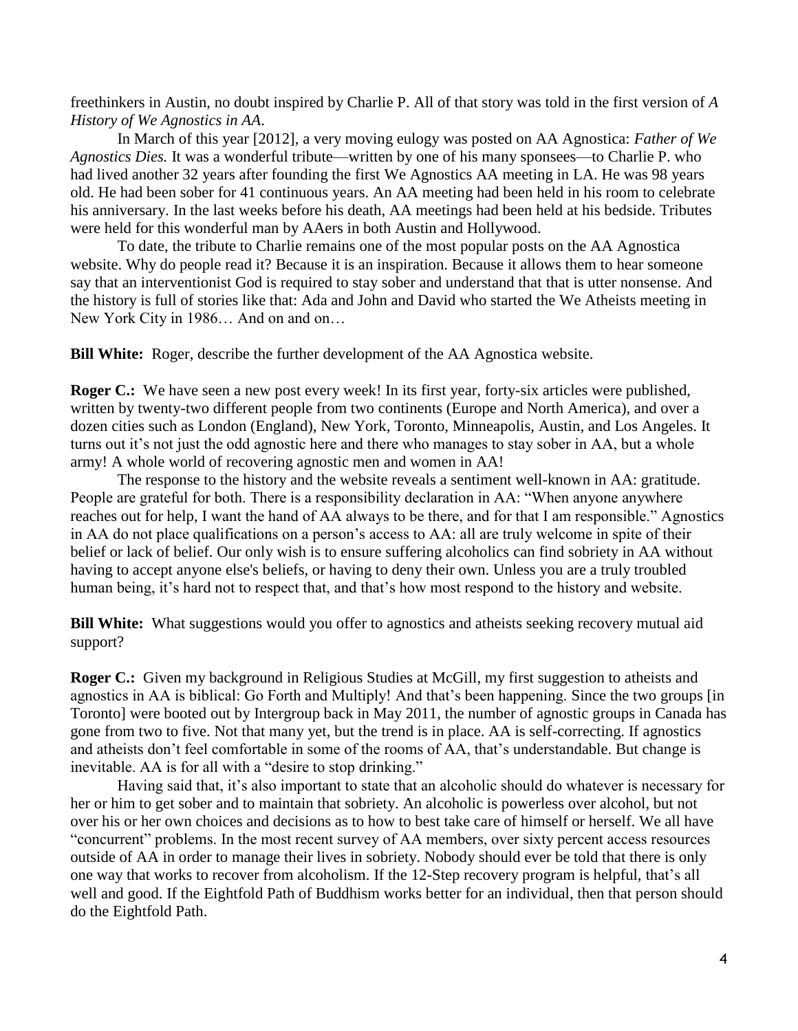freethinkers in Austin, no doubt inspired by Charlie P. All of that story was told in the first version of *A History of We Agnostics in AA.*

In March of this year [2012], a very moving eulogy was posted on AA Agnostica: *Father of We Agnostics Dies.* It was a wonderful tribute—written by one of his many sponsees—to Charlie P. who had lived another 32 years after founding the first We Agnostics AA meeting in LA. He was 98 years old. He had been sober for 41 continuous years. An AA meeting had been held in his room to celebrate his anniversary. In the last weeks before his death, AA meetings had been held at his bedside. Tributes were held for this wonderful man by AAers in both Austin and Hollywood.

To date, the tribute to Charlie remains one of the most popular posts on the AA Agnostica website. Why do people read it? Because it is an inspiration. Because it allows them to hear someone say that an interventionist God is required to stay sober and understand that that is utter nonsense. And the history is full of stories like that: Ada and John and David who started the We Atheists meeting in New York City in 1986… And on and on…

**Bill White:** Roger, describe the further development of the AA Agnostica website.

**Roger C.:** We have seen a new post every week! In its first year, forty-six articles were published, written by twenty-two different people from two continents (Europe and North America), and over a dozen cities such as London (England), New York, Toronto, Minneapolis, Austin, and Los Angeles. It turns out it's not just the odd agnostic here and there who manages to stay sober in AA, but a whole army! A whole world of recovering agnostic men and women in AA!

The response to the history and the website reveals a sentiment well-known in AA: gratitude. People are grateful for both. There is a responsibility declaration in AA: "When anyone anywhere reaches out for help, I want the hand of AA always to be there, and for that I am responsible." Agnostics in AA do not place qualifications on a person's access to AA: all are truly welcome in spite of their belief or lack of belief. Our only wish is to ensure suffering alcoholics can find sobriety in AA without having to accept anyone else's beliefs, or having to deny their own. Unless you are a truly troubled human being, it's hard not to respect that, and that's how most respond to the history and website.

**Bill White:** What suggestions would you offer to agnostics and atheists seeking recovery mutual aid support?

**Roger C.:** Given my background in Religious Studies at McGill, my first suggestion to atheists and agnostics in AA is biblical: Go Forth and Multiply! And that's been happening. Since the two groups [in Toronto] were booted out by Intergroup back in May 2011, the number of agnostic groups in Canada has gone from two to five. Not that many yet, but the trend is in place. AA is self-correcting. If agnostics and atheists don't feel comfortable in some of the rooms of AA, that's understandable. But change is inevitable. AA is for all with a "desire to stop drinking."

Having said that, it's also important to state that an alcoholic should do whatever is necessary for her or him to get sober and to maintain that sobriety. An alcoholic is powerless over alcohol, but not over his or her own choices and decisions as to how to best take care of himself or herself. We all have "concurrent" problems. In the most recent survey of AA members, over sixty percent access resources outside of AA in order to manage their lives in sobriety. Nobody should ever be told that there is only one way that works to recover from alcoholism. If the 12-Step recovery program is helpful, that's all well and good. If the Eightfold Path of Buddhism works better for an individual, then that person should do the Eightfold Path.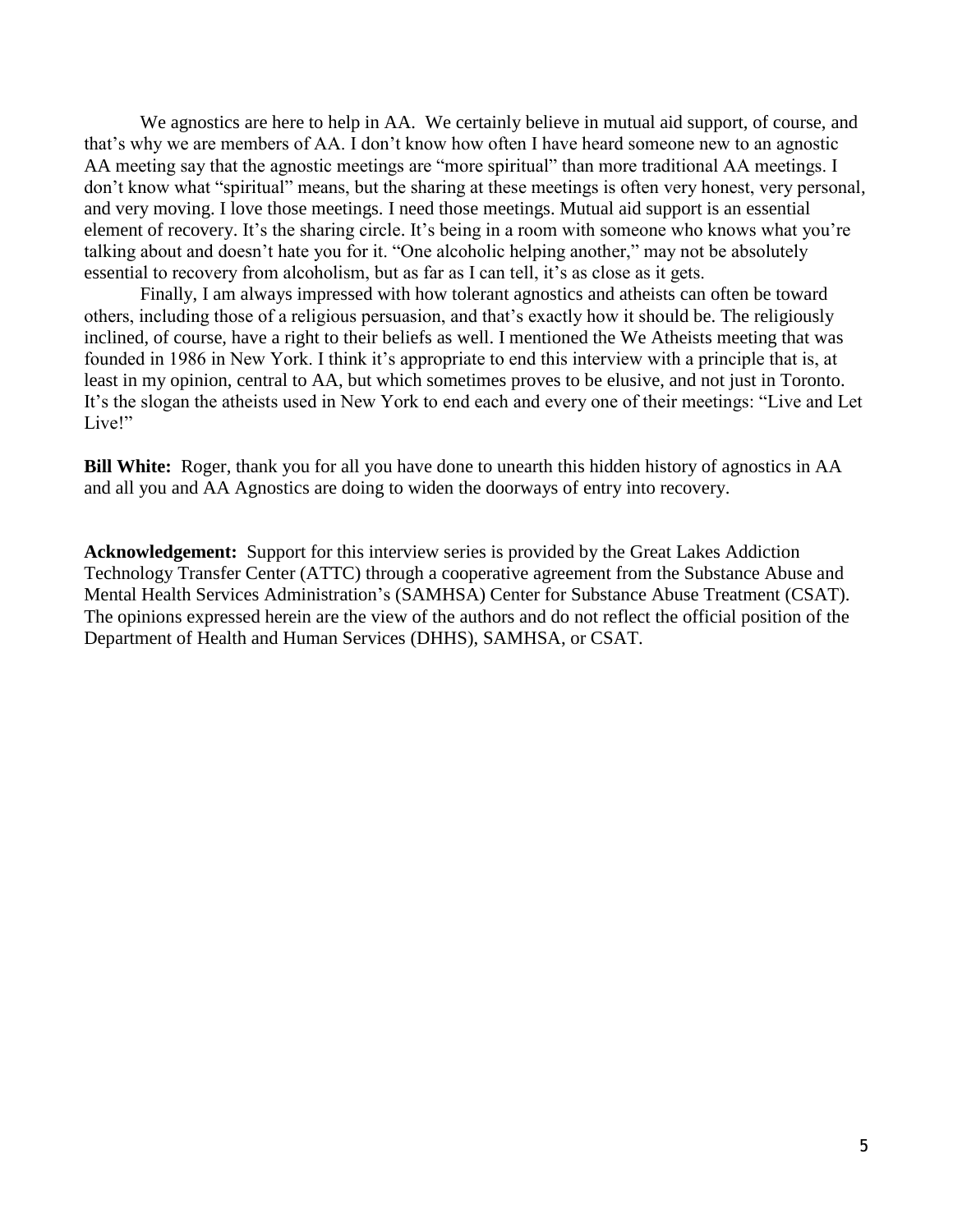We agnostics are here to help in AA. We certainly believe in mutual aid support, of course, and that's why we are members of AA. I don't know how often I have heard someone new to an agnostic AA meeting say that the agnostic meetings are "more spiritual" than more traditional AA meetings. I don't know what "spiritual" means, but the sharing at these meetings is often very honest, very personal, and very moving. I love those meetings. I need those meetings. Mutual aid support is an essential element of recovery. It's the sharing circle. It's being in a room with someone who knows what you're talking about and doesn't hate you for it. "One alcoholic helping another," may not be absolutely essential to recovery from alcoholism, but as far as I can tell, it's as close as it gets.

Finally, I am always impressed with how tolerant agnostics and atheists can often be toward others, including those of a religious persuasion, and that's exactly how it should be. The religiously inclined, of course, have a right to their beliefs as well. I mentioned the We Atheists meeting that was founded in 1986 in New York. I think it's appropriate to end this interview with a principle that is, at least in my opinion, central to AA, but which sometimes proves to be elusive, and not just in Toronto. It's the slogan the atheists used in New York to end each and every one of their meetings: "Live and Let Live!"

**Bill White:** Roger, thank you for all you have done to unearth this hidden history of agnostics in AA and all you and AA Agnostics are doing to widen the doorways of entry into recovery.

**Acknowledgement:** Support for this interview series is provided by the Great Lakes Addiction Technology Transfer Center (ATTC) through a cooperative agreement from the Substance Abuse and Mental Health Services Administration's (SAMHSA) Center for Substance Abuse Treatment (CSAT). The opinions expressed herein are the view of the authors and do not reflect the official position of the Department of Health and Human Services (DHHS), SAMHSA, or CSAT.